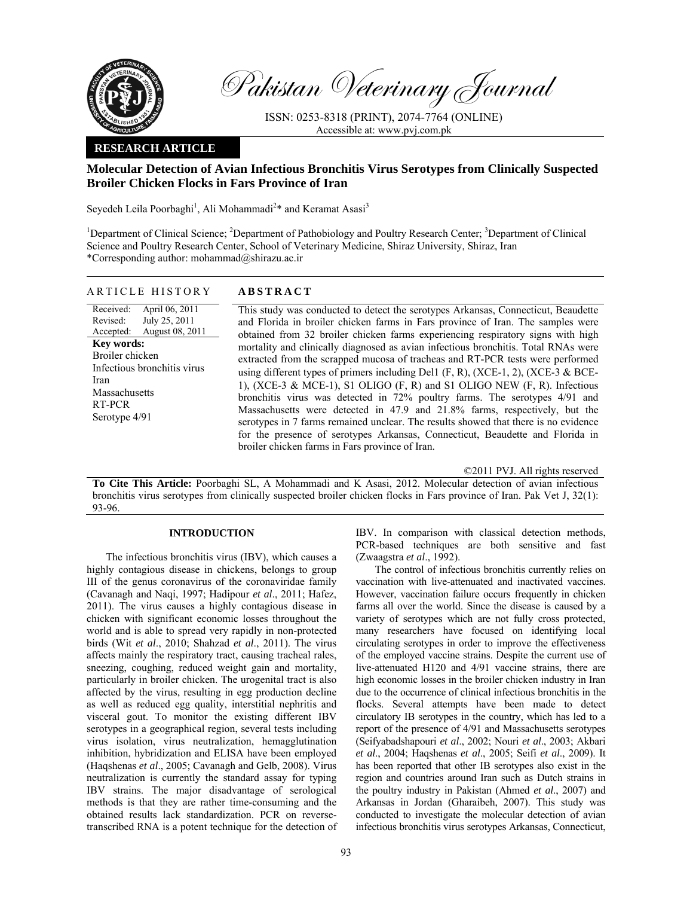Pakistan Veterinary Journal

ISSN: 0253-8318 (PRINT), 2074-7764 (ONLINE)
Accessible at: www.pvj.com.pk

**RESEARCH ARTICLE**

# Molecular Detection of Avian Infectious Bronchitis Virus Serotypes from Clinically Suspected Broiler Chicken Flocks in Fars Province of Iran

Seyedeh Leila Poorbaghi[1], Ali Mohammadi[2]* and Keramat Asasi[3]

[1]Department of Clinical Science; [2]Department of Pathobiology and Poultry Research Center; [3]Department of Clinical Science and Poultry Research Center, School of Veterinary Medicine, Shiraz University, Shiraz, Iran
*Corresponding author: mohammad@shirazu.ac.ir

## ARTICLE HISTORY

Received: April 06, 2011
Revised: July 25, 2011
Accepted: August 08, 2011

**Key words:**
Broiler chicken
Infectious bronchitis virus
Iran
Massachusetts
RT-PCR
Serotype 4/91

## ABSTRACT

This study was conducted to detect the serotypes Arkansas, Connecticut, Beaudette and Florida in broiler chicken farms in Fars province of Iran. The samples were obtained from 32 broiler chicken farms experiencing respiratory signs with high mortality and clinically diagnosed as avian infectious bronchitis. Total RNAs were extracted from the scrapped mucosa of tracheas and RT-PCR tests were performed using different types of primers including Del1 (F, R), (XCE-1, 2), (XCE-3 & BCE-1), (XCE-3 & MCE-1), S1 OLIGO (F, R) and S1 OLIGO NEW (F, R). Infectious bronchitis virus was detected in 72% poultry farms. The serotypes 4/91 and Massachusetts were detected in 47.9 and 21.8% farms, respectively, but the serotypes in 7 farms remained unclear. The results showed that there is no evidence for the presence of serotypes Arkansas, Connecticut, Beaudette and Florida in broiler chicken farms in Fars province of Iran.

©2011 PVJ. All rights reserved

**To Cite This Article:** Poorbaghi SL, A Mohammadi and K Asasi, 2012. Molecular detection of avian infectious bronchitis virus serotypes from clinically suspected broiler chicken flocks in Fars province of Iran. Pak Vet J, 32(1): 93-96.

## INTRODUCTION

The infectious bronchitis virus (IBV), which causes a highly contagious disease in chickens, belongs to group III of the genus coronavirus of the coronaviridae family (Cavanagh and Naqi, 1997; Hadipour *et al*., 2011; Hafez, 2011). The virus causes a highly contagious disease in chicken with significant economic losses throughout the world and is able to spread very rapidly in non-protected birds (Wit *et al*., 2010; Shahzad *et al*., 2011). The virus affects mainly the respiratory tract, causing tracheal rales, sneezing, coughing, reduced weight gain and mortality, particularly in broiler chicken. The urogenital tract is also affected by the virus, resulting in egg production decline as well as reduced egg quality, interstitial nephritis and visceral gout. To monitor the existing different IBV serotypes in a geographical region, several tests including virus isolation, virus neutralization, hemagglutination inhibition, hybridization and ELISA have been employed (Haqshenas *et al*., 2005; Cavanagh and Gelb, 2008). Virus neutralization is currently the standard assay for typing IBV strains. The major disadvantage of serological methods is that they are rather time-consuming and the obtained results lack standardization. PCR on reverse-transcribed RNA is a potent technique for the detection of IBV. In comparison with classical detection methods, PCR-based techniques are both sensitive and fast (Zwaagstra *et al*., 1992).

The control of infectious bronchitis currently relies on vaccination with live-attenuated and inactivated vaccines. However, vaccination failure occurs frequently in chicken farms all over the world. Since the disease is caused by a variety of serotypes which are not fully cross protected, many researchers have focused on identifying local circulating serotypes in order to improve the effectiveness of the employed vaccine strains. Despite the current use of live-attenuated H120 and 4/91 vaccine strains, there are high economic losses in the broiler chicken industry in Iran due to the occurrence of clinical infectious bronchitis in the flocks. Several attempts have been made to detect circulatory IB serotypes in the country, which has led to a report of the presence of 4/91 and Massachusetts serotypes (Seifyabadshapouri *et al*., 2002; Nouri *et al*., 2003; Akbari *et al*., 2004; Haqshenas *et al*., 2005; Seifi *et al*., 2009). It has been reported that other IB serotypes also exist in the region and countries around Iran such as Dutch strains in the poultry industry in Pakistan (Ahmed *et al*., 2007) and Arkansas in Jordan (Gharaibeh, 2007). This study was conducted to investigate the molecular detection of avian infectious bronchitis virus serotypes Arkansas, Connecticut,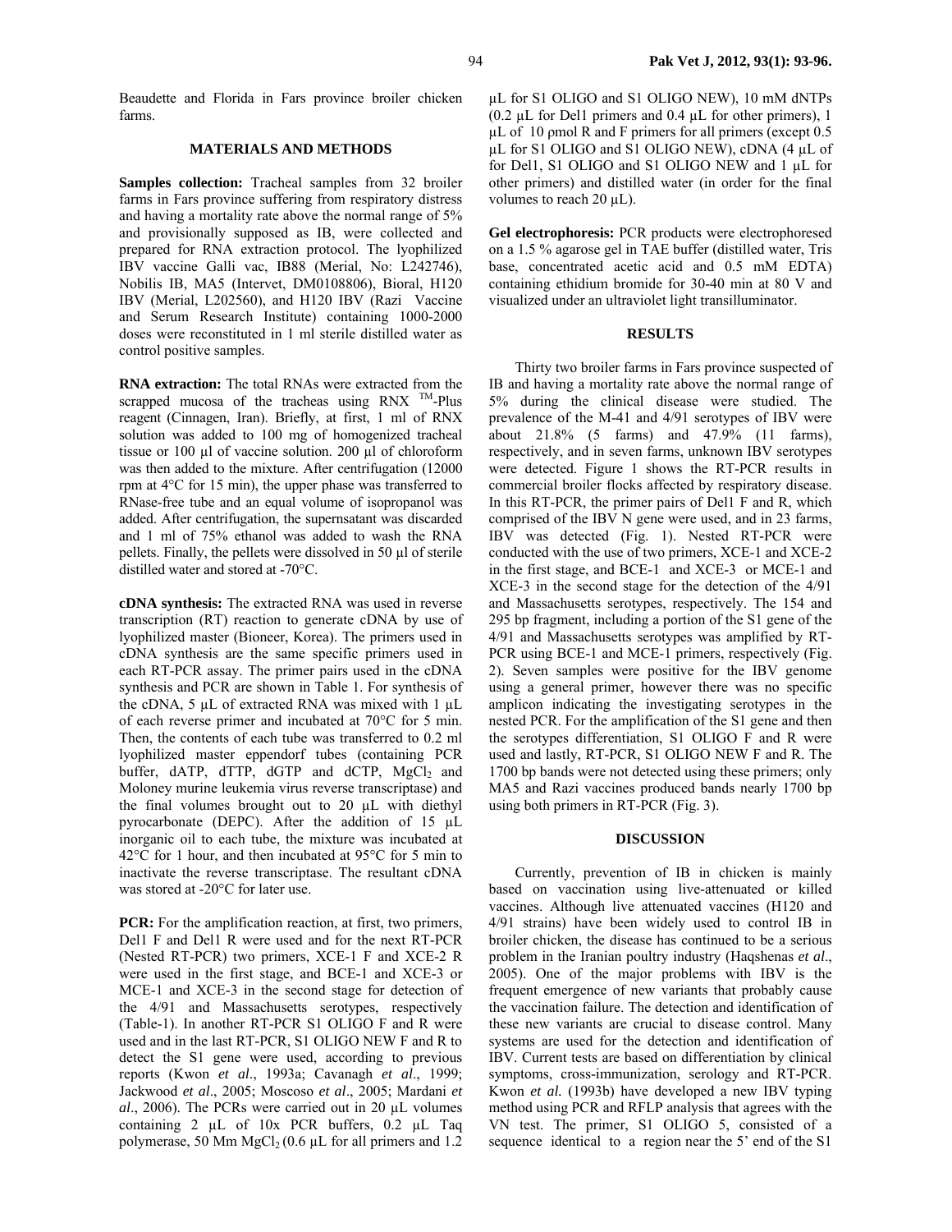Beaudette and Florida in Fars province broiler chicken farms.

## MATERIALS AND METHODS

**Samples collection:** Tracheal samples from 32 broiler farms in Fars province suffering from respiratory distress and having a mortality rate above the normal range of 5% and provisionally supposed as IB, were collected and prepared for RNA extraction protocol. The lyophilized IBV vaccine Galli vac, IB88 (Merial, No: L242746), Nobilis IB, MA5 (Intervet, DM0108806), Bioral, H120 IBV (Merial, L202560), and H120 IBV (Razi Vaccine and Serum Research Institute) containing 1000-2000 doses were reconstituted in 1 ml sterile distilled water as control positive samples.

**RNA extraction:** The total RNAs were extracted from the scrapped mucosa of the tracheas using RNX $^{TM}$-Plus reagent (Cinnagen, Iran). Briefly, at first, 1 ml of RNX solution was added to 100 mg of homogenized tracheal tissue or 100 µl of vaccine solution. 200 µl of chloroform was then added to the mixture. After centrifugation (12000 rpm at 4°C for 15 min), the upper phase was transferred to RNase-free tube and an equal volume of isopropanol was added. After centrifugation, the supernsatant was discarded and 1 ml of 75% ethanol was added to wash the RNA pellets. Finally, the pellets were dissolved in 50 µl of sterile distilled water and stored at -70°C.

**cDNA synthesis:** The extracted RNA was used in reverse transcription (RT) reaction to generate cDNA by use of lyophilized master (Bioneer, Korea). The primers used in cDNA synthesis are the same specific primers used in each RT-PCR assay. The primer pairs used in the cDNA synthesis and PCR are shown in Table 1. For synthesis of the cDNA, 5 µL of extracted RNA was mixed with 1 µL of each reverse primer and incubated at 70°C for 5 min. Then, the contents of each tube was transferred to 0.2 ml lyophilized master eppendorf tubes (containing PCR buffer, dATP, dTTP, dGTP and dCTP, $MgCl_2$ and Moloney murine leukemia virus reverse transcriptase) and the final volumes brought out to 20 µL with diethyl pyrocarbonate (DEPC). After the addition of 15 µL inorganic oil to each tube, the mixture was incubated at 42°C for 1 hour, and then incubated at 95°C for 5 min to inactivate the reverse transcriptase. The resultant cDNA was stored at -20°C for later use.

**PCR:** For the amplification reaction, at first, two primers, Del1 F and Del1 R were used and for the next RT-PCR (Nested RT-PCR) two primers, XCE-1 F and XCE-2 R were used in the first stage, and BCE-1 and XCE-3 or MCE-1 and XCE-3 in the second stage for detection of the 4/91 and Massachusetts serotypes, respectively (Table-1). In another RT-PCR S1 OLIGO F and R were used and in the last RT-PCR, S1 OLIGO NEW F and R to detect the S1 gene were used, according to previous reports (Kwon *et al*., 1993a; Cavanagh *et al*., 1999; Jackwood *et al*., 2005; Moscoso *et al*., 2005; Mardani *et al*., 2006). The PCRs were carried out in 20 µL volumes containing 2 µL of 10x PCR buffers, 0.2 µL Taq polymerase, 50 Mm $MgCl_2$ (0.6 µL for all primers and 1.2 µL for S1 OLIGO and S1 OLIGO NEW), 10 mM dNTPs (0.2 µL for Del1 primers and 0.4 µL for other primers), 1 µL of 10 ρmol R and F primers for all primers (except 0.5 µL for S1 OLIGO and S1 OLIGO NEW), cDNA (4 µL of for Del1, S1 OLIGO and S1 OLIGO NEW and 1 µL for other primers) and distilled water (in order for the final volumes to reach 20 µL).

**Gel electrophoresis:** PCR products were electrophoresed on a 1.5 % agarose gel in TAE buffer (distilled water, Tris base, concentrated acetic acid and 0.5 mM EDTA) containing ethidium bromide for 30-40 min at 80 V and visualized under an ultraviolet light transilluminator.

## RESULTS

Thirty two broiler farms in Fars province suspected of IB and having a mortality rate above the normal range of 5% during the clinical disease were studied. The prevalence of the M-41 and 4/91 serotypes of IBV were about 21.8% (5 farms) and 47.9% (11 farms), respectively, and in seven farms, unknown IBV serotypes were detected. Figure 1 shows the RT-PCR results in commercial broiler flocks affected by respiratory disease. In this RT-PCR, the primer pairs of Del1 F and R, which comprised of the IBV N gene were used, and in 23 farms, IBV was detected (Fig. 1). Nested RT-PCR were conducted with the use of two primers, XCE-1 and XCE-2 in the first stage, and BCE-1 and XCE-3 or MCE-1 and XCE-3 in the second stage for the detection of the 4/91 and Massachusetts serotypes, respectively. The 154 and 295 bp fragment, including a portion of the S1 gene of the 4/91 and Massachusetts serotypes was amplified by RT-PCR using BCE-1 and MCE-1 primers, respectively (Fig. 2). Seven samples were positive for the IBV genome using a general primer, however there was no specific amplicon indicating the investigating serotypes in the nested PCR. For the amplification of the S1 gene and then the serotypes differentiation, S1 OLIGO F and R were used and lastly, RT-PCR, S1 OLIGO NEW F and R. The 1700 bp bands were not detected using these primers; only MA5 and Razi vaccines produced bands nearly 1700 bp using both primers in RT-PCR (Fig. 3).

## DISCUSSION

Currently, prevention of IB in chicken is mainly based on vaccination using live-attenuated or killed vaccines. Although live attenuated vaccines (H120 and 4/91 strains) have been widely used to control IB in broiler chicken, the disease has continued to be a serious problem in the Iranian poultry industry (Haqshenas *et al*., 2005). One of the major problems with IBV is the frequent emergence of new variants that probably cause the vaccination failure. The detection and identification of these new variants are crucial to disease control. Many systems are used for the detection and identification of IBV. Current tests are based on differentiation by clinical symptoms, cross-immunization, serology and RT-PCR. Kwon *et al.* (1993b) have developed a new IBV typing method using PCR and RFLP analysis that agrees with the VN test. The primer, S1 OLIGO 5, consisted of a sequence identical to a region near the 5' end of the S1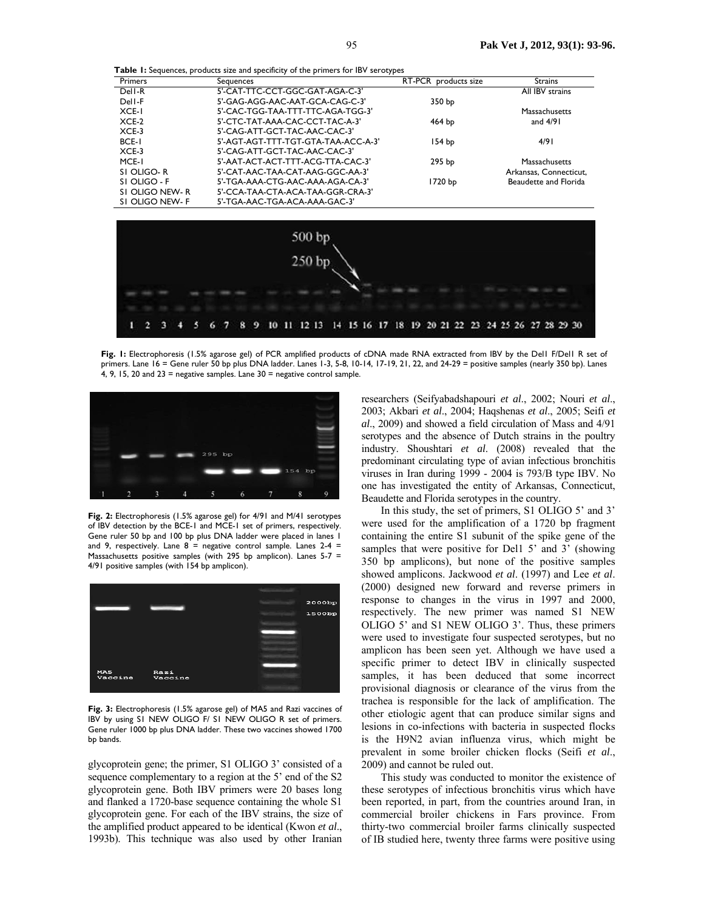**Table 1:** Sequences, products size and specificity of the primers for IBV serotypes

| Primers | Sequences | RT-PCR products size | Strains |
|---|---|---|---|
| Del1-R | 5'-CAT-TTC-CCT-GGC-GAT-AGA-C-3' | | All IBV strains |
| Del1-F | 5'-GAG-AGG-AAC-AAT-GCA-CAG-C-3' | 350 bp | |
| XCE-1 | 5'-CAC-TGG-TAA-TTT-TTC-AGA-TGG-3' | | Massachusetts |
| XCE-2 | 5'-CTC-TAT-AAA-CAC-CCT-TAC-A-3' | 464 bp | and 4/91 |
| XCE-3 | 5'-CAG-ATT-GCT-TAC-AAC-CAC-3' | | |
| BCE-1 | 5'-AGT-AGT-TTT-TGT-GTA-TAA-ACC-A-3' | 154 bp | 4/91 |
| XCE-3 | 5'-CAG-ATT-GCT-TAC-AAC-CAC-3' | | |
| MCE-1 | 5'-AAT-ACT-ACT-TTT-ACG-TTA-CAC-3' | 295 bp | Massachusetts |
| S1 OLIGO- R | 5'-CAT-AAC-TAA-CAT-AAG-GGC-AA-3' | | Arkansas, Connecticut, |
| S1 OLIGO - F | 5'-TGA-AAA-CTG-AAC-AAA-AGA-CA-3' | 1720 bp | Beaudette and Florida |
| S1 OLIGO NEW- R | 5'-CCA-TAA-CTA-ACA-TAA-GGR-CRA-3' | | |
| S1 OLIGO NEW- F | 5'-TGA-AAC-TGA-ACA-AAA-GAC-3' | | |

**Fig. 1:** Electrophoresis (1.5% agarose gel) of PCR amplified products of cDNA made RNA extracted from IBV by the Del1 F/Del1 R set of primers. Lane 16 = Gene ruler 50 bp plus DNA ladder. Lanes 1-3, 5-8, 10-14, 17-19, 21, 22, and 24-29 = positive samples (nearly 350 bp). Lanes 4, 9, 15, 20 and 23 = negative samples. Lane 30 = negative control sample.

**Fig. 2:** Electrophoresis (1.5% agarose gel) for 4/91 and M/41 serotypes of IBV detection by the BCE-1 and MCE-1 set of primers, respectively. Gene ruler 50 bp and 100 bp plus DNA ladder were placed in lanes 1 and 9, respectively. Lane 8 = negative control sample. Lanes 2-4 = Massachusetts positive samples (with 295 bp amplicon). Lanes 5-7 = 4/91 positive samples (with 154 bp amplicon).

**Fig. 3:** Electrophoresis (1.5% agarose gel) of MA5 and Razi vaccines of IBV by using S1 NEW OLIGO F/ S1 NEW OLIGO R set of primers. Gene ruler 1000 bp plus DNA ladder. These two vaccines showed 1700 bp bands.

glycoprotein gene; the primer, S1 OLIGO 3' consisted of a sequence complementary to a region at the 5' end of the S2 glycoprotein gene. Both IBV primers were 20 bases long and flanked a 1720-base sequence containing the whole S1 glycoprotein gene. For each of the IBV strains, the size of the amplified product appeared to be identical (Kwon *et al*., 1993b). This technique was also used by other Iranian researchers (Seifyabadshapouri *et al*., 2002; Nouri *et al*., 2003; Akbari *et al*., 2004; Haqshenas *et al*., 2005; Seifi *et al*., 2009) and showed a field circulation of Mass and 4/91 serotypes and the absence of Dutch strains in the poultry industry. Shoushtari *et al*. (2008) revealed that the predominant circulating type of avian infectious bronchitis viruses in Iran during 1999 - 2004 is 793/B type IBV. No one has investigated the entity of Arkansas, Connecticut, Beaudette and Florida serotypes in the country.

In this study, the set of primers, S1 OLIGO 5' and 3' were used for the amplification of a 1720 bp fragment containing the entire S1 subunit of the spike gene of the samples that were positive for Del1 5' and 3' (showing 350 bp amplicons), but none of the positive samples showed amplicons. Jackwood *et al*. (1997) and Lee *et al*. (2000) designed new forward and reverse primers in response to changes in the virus in 1997 and 2000, respectively. The new primer was named S1 NEW OLIGO 5' and S1 NEW OLIGO 3'. Thus, these primers were used to investigate four suspected serotypes, but no amplicon has been seen yet. Although we have used a specific primer to detect IBV in clinically suspected samples, it has been deduced that some incorrect provisional diagnosis or clearance of the virus from the trachea is responsible for the lack of amplification. The other etiologic agent that can produce similar signs and lesions in co-infections with bacteria in suspected flocks is the H9N2 avian influenza virus, which might be prevalent in some broiler chicken flocks (Seifi *et al*., 2009) and cannot be ruled out.

This study was conducted to monitor the existence of these serotypes of infectious bronchitis virus which have been reported, in part, from the countries around Iran, in commercial broiler chickens in Fars province. From thirty-two commercial broiler farms clinically suspected of IB studied here, twenty three farms were positive using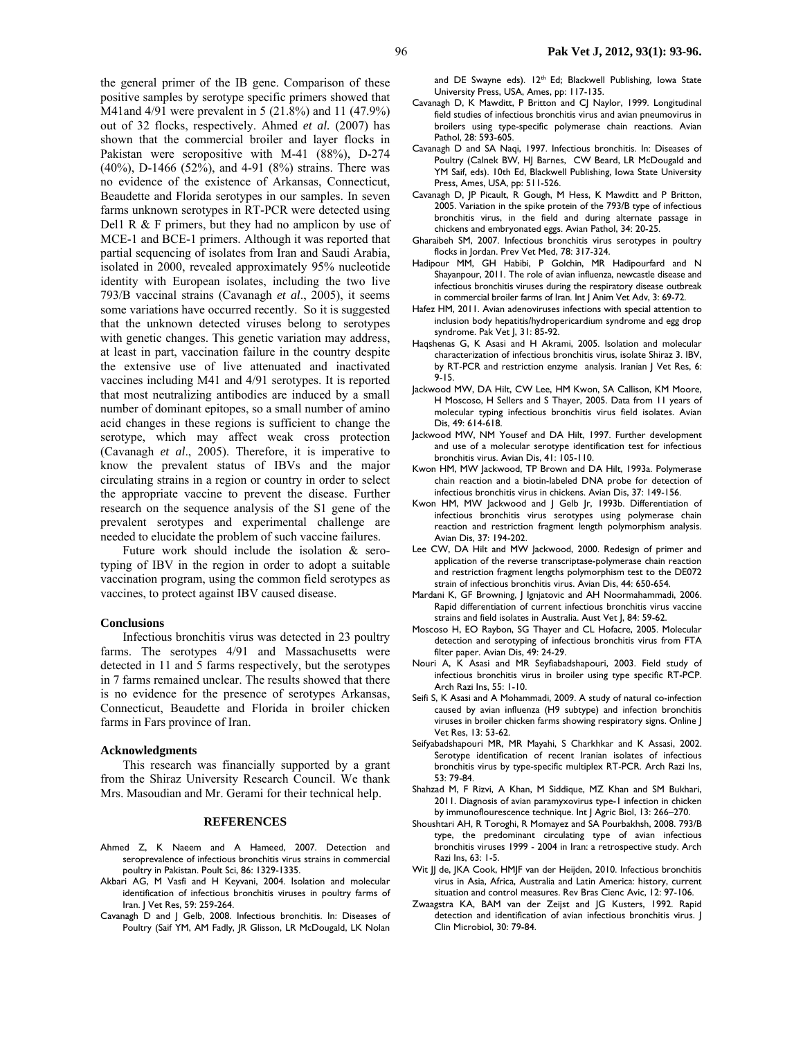the general primer of the IB gene. Comparison of these positive samples by serotype specific primers showed that M41and 4/91 were prevalent in 5 (21.8%) and 11 (47.9%) out of 32 flocks, respectively. Ahmed *et al.* (2007) has shown that the commercial broiler and layer flocks in Pakistan were seropositive with M-41 (88%), D-274 (40%), D-1466 (52%), and 4-91 (8%) strains. There was no evidence of the existence of Arkansas, Connecticut, Beaudette and Florida serotypes in our samples. In seven farms unknown serotypes in RT-PCR were detected using Del1 R & F primers, but they had no amplicon by use of MCE-1 and BCE-1 primers. Although it was reported that partial sequencing of isolates from Iran and Saudi Arabia, isolated in 2000, revealed approximately 95% nucleotide identity with European isolates, including the two live 793/B vaccinal strains (Cavanagh *et al*., 2005), it seems some variations have occurred recently. So it is suggested that the unknown detected viruses belong to serotypes with genetic changes. This genetic variation may address, at least in part, vaccination failure in the country despite the extensive use of live attenuated and inactivated vaccines including M41 and 4/91 serotypes. It is reported that most neutralizing antibodies are induced by a small number of dominant epitopes, so a small number of amino acid changes in these regions is sufficient to change the serotype, which may affect weak cross protection (Cavanagh *et al*., 2005). Therefore, it is imperative to know the prevalent status of IBVs and the major circulating strains in a region or country in order to select the appropriate vaccine to prevent the disease. Further research on the sequence analysis of the S1 gene of the prevalent serotypes and experimental challenge are needed to elucidate the problem of such vaccine failures.

Future work should include the isolation & serotyping of IBV in the region in order to adopt a suitable vaccination program, using the common field serotypes as vaccines, to protect against IBV caused disease.

## Conclusions

Infectious bronchitis virus was detected in 23 poultry farms. The serotypes 4/91 and Massachusetts were detected in 11 and 5 farms respectively, but the serotypes in 7 farms remained unclear. The results showed that there is no evidence for the presence of serotypes Arkansas, Connecticut, Beaudette and Florida in broiler chicken farms in Fars province of Iran.

## Acknowledgments

This research was financially supported by a grant from the Shiraz University Research Council. We thank Mrs. Masoudian and Mr. Gerami for their technical help.

## REFERENCES

Ahmed Z, K Naeem and A Hameed, 2007. Detection and seroprevalence of infectious bronchitis virus strains in commercial poultry in Pakistan. Poult Sci, 86: 1329-1335.

Akbari AG, M Vasfi and H Keyvani, 2004. Isolation and molecular identification of infectious bronchitis viruses in poultry farms of Iran. J Vet Res, 59: 259-264.

Cavanagh D and J Gelb, 2008. Infectious bronchitis. In: Diseases of Poultry (Saif YM, AM Fadly, JR Glisson, LR McDougald, LK Nolan and DE Swayne eds). 12th Ed; Blackwell Publishing, Iowa State University Press, USA, Ames, pp: 117-135.

Cavanagh D, K Mawditt, P Britton and CJ Naylor, 1999. Longitudinal field studies of infectious bronchitis virus and avian pneumovirus in broilers using type-specific polymerase chain reactions. Avian Pathol, 28: 593-605.

Cavanagh D and SA Naqi, 1997. Infectious bronchitis. In: Diseases of Poultry (Calnek BW, HJ Barnes, CW Beard, LR McDougald and YM Saif, eds). 10th Ed, Blackwell Publishing, Iowa State University Press, Ames, USA, pp: 511-526.

Cavanagh D, JP Picault, R Gough, M Hess, K Mawditt and P Britton, 2005. Variation in the spike protein of the 793/B type of infectious bronchitis virus, in the field and during alternate passage in chickens and embryonated eggs. Avian Pathol, 34: 20-25.

Gharaibeh SM, 2007. Infectious bronchitis virus serotypes in poultry flocks in Jordan. Prev Vet Med, 78: 317-324.

Hadipour MM, GH Habibi, P Golchin, MR Hadipourfard and N Shayanpour, 2011. The role of avian influenza, newcastle disease and infectious bronchitis viruses during the respiratory disease outbreak in commercial broiler farms of Iran. Int J Anim Vet Adv, 3: 69-72.

Hafez HM, 2011. Avian adenoviruses infections with special attention to inclusion body hepatitis/hydropericardium syndrome and egg drop syndrome. Pak Vet J, 31: 85-92.

Haqshenas G, K Asasi and H Akrami, 2005. Isolation and molecular characterization of infectious bronchitis virus, isolate Shiraz 3. IBV, by RT-PCR and restriction enzyme analysis. Iranian J Vet Res, 6: 9-15.

Jackwood MW, DA Hilt, CW Lee, HM Kwon, SA Callison, KM Moore, H Moscoso, H Sellers and S Thayer, 2005. Data from 11 years of molecular typing infectious bronchitis virus field isolates. Avian Dis, 49: 614-618.

Jackwood MW, NM Yousef and DA Hilt, 1997. Further development and use of a molecular serotype identification test for infectious bronchitis virus. Avian Dis, 41: 105-110.

Kwon HM, MW Jackwood, TP Brown and DA Hilt, 1993a. Polymerase chain reaction and a biotin-labeled DNA probe for detection of infectious bronchitis virus in chickens. Avian Dis, 37: 149-156.

Kwon HM, MW Jackwood and J Gelb Jr, 1993b. Differentiation of infectious bronchitis virus serotypes using polymerase chain reaction and restriction fragment length polymorphism analysis. Avian Dis, 37: 194-202.

Lee CW, DA Hilt and MW Jackwood, 2000. Redesign of primer and application of the reverse transcriptase-polymerase chain reaction and restriction fragment lengths polymorphism test to the DE072 strain of infectious bronchitis virus. Avian Dis, 44: 650-654.

Mardani K, GF Browning, J Ignjatovic and AH Noormahammadi, 2006. Rapid differentiation of current infectious bronchitis virus vaccine strains and field isolates in Australia. Aust Vet J, 84: 59-62.

Moscoso H, EO Raybon, SG Thayer and CL Hofacre, 2005. Molecular detection and serotyping of infectious bronchitis virus from FTA filter paper. Avian Dis, 49: 24-29.

Nouri A, K Asasi and MR Seyfiabadshapouri, 2003. Field study of infectious bronchitis virus in broiler using type specific RT-PCP. Arch Razi Ins, 55: 1-10.

Seifi S, K Asasi and A Mohammadi, 2009. A study of natural co-infection caused by avian influenza (H9 subtype) and infection bronchitis viruses in broiler chicken farms showing respiratory signs. Online J Vet Res, 13: 53-62.

Seifyabadshapouri MR, MR Mayahi, S Charkhkar and K Assasi, 2002. Serotype identification of recent Iranian isolates of infectious bronchitis virus by type-specific multiplex RT-PCR. Arch Razi Ins, 53: 79-84.

Shahzad M, F Rizvi, A Khan, M Siddique, MZ Khan and SM Bukhari, 2011. Diagnosis of avian paramyxovirus type-1 infection in chicken by immunoflourescence technique. Int J Agric Biol, 13: 266–270.

Shoushtari AH, R Toroghi, R Momayez and SA Pourbakhsh, 2008. 793/B type, the predominant circulating type of avian infectious bronchitis viruses 1999 - 2004 in Iran: a retrospective study. Arch Razi Ins, 63: 1-5.

Wit JJ de, JKA Cook, HMJF van der Heijden, 2010. Infectious bronchitis virus in Asia, Africa, Australia and Latin America: history, current situation and control measures. Rev Bras Cienc Avic, 12: 97-106.

Zwaagstra KA, BAM van der Zeijst and JG Kusters, 1992. Rapid detection and identification of avian infectious bronchitis virus. J Clin Microbiol, 30: 79-84.